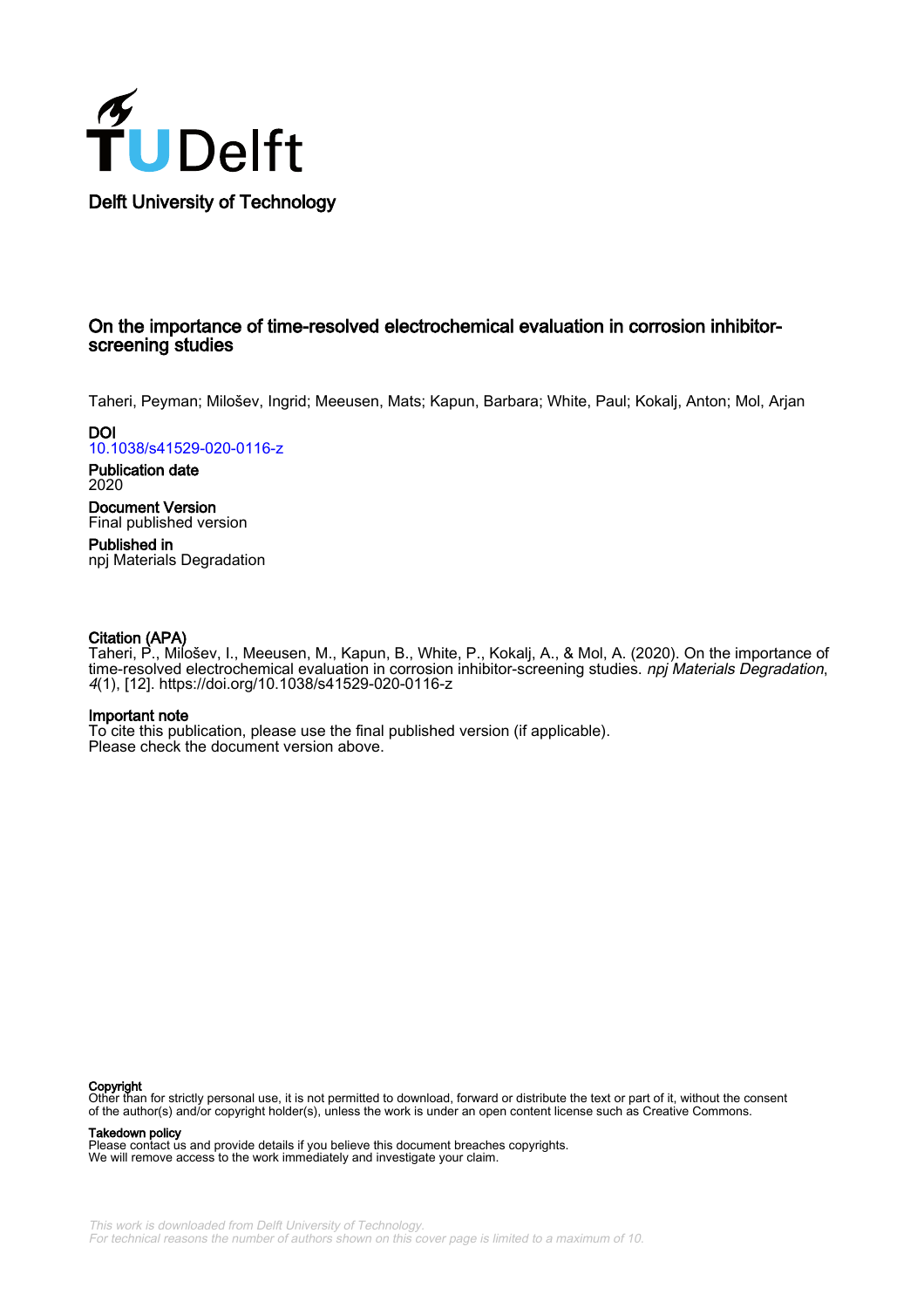Delft University of Technology

# On the importance of time-resolved electrochemical evaluation in corrosion inhibitor-screening studies

Taheri, Peyman; Milošev, Ingrid; Meeusen, Mats; Kapun, Barbara; White, Paul; Kokalj, Anton; Mol, Arjan

**DOI**
10.1038/s41529-020-0116-z

**Publication date**
2020

**Document Version**
Final published version

**Published in**
npj Materials Degradation

**Citation (APA)**
Taheri, P., Milošev, I., Meeusen, M., Kapun, B., White, P., Kokalj, A., & Mol, A. (2020). On the importance of time-resolved electrochemical evaluation in corrosion inhibitor-screening studies. *npj Materials Degradation*, *4*(1), [12]. https://doi.org/10.1038/s41529-020-0116-z

**Important note**
To cite this publication, please use the final published version (if applicable).
Please check the document version above.

**Copyright**
Other than for strictly personal use, it is not permitted to download, forward or distribute the text or part of it, without the consent of the author(s) and/or copyright holder(s), unless the work is under an open content license such as Creative Commons.

**Takedown policy**
Please contact us and provide details if you believe this document breaches copyrights.
We will remove access to the work immediately and investigate your claim.

This work is downloaded from Delft University of Technology.
For technical reasons the number of authors shown on this cover page is limited to a maximum of 10.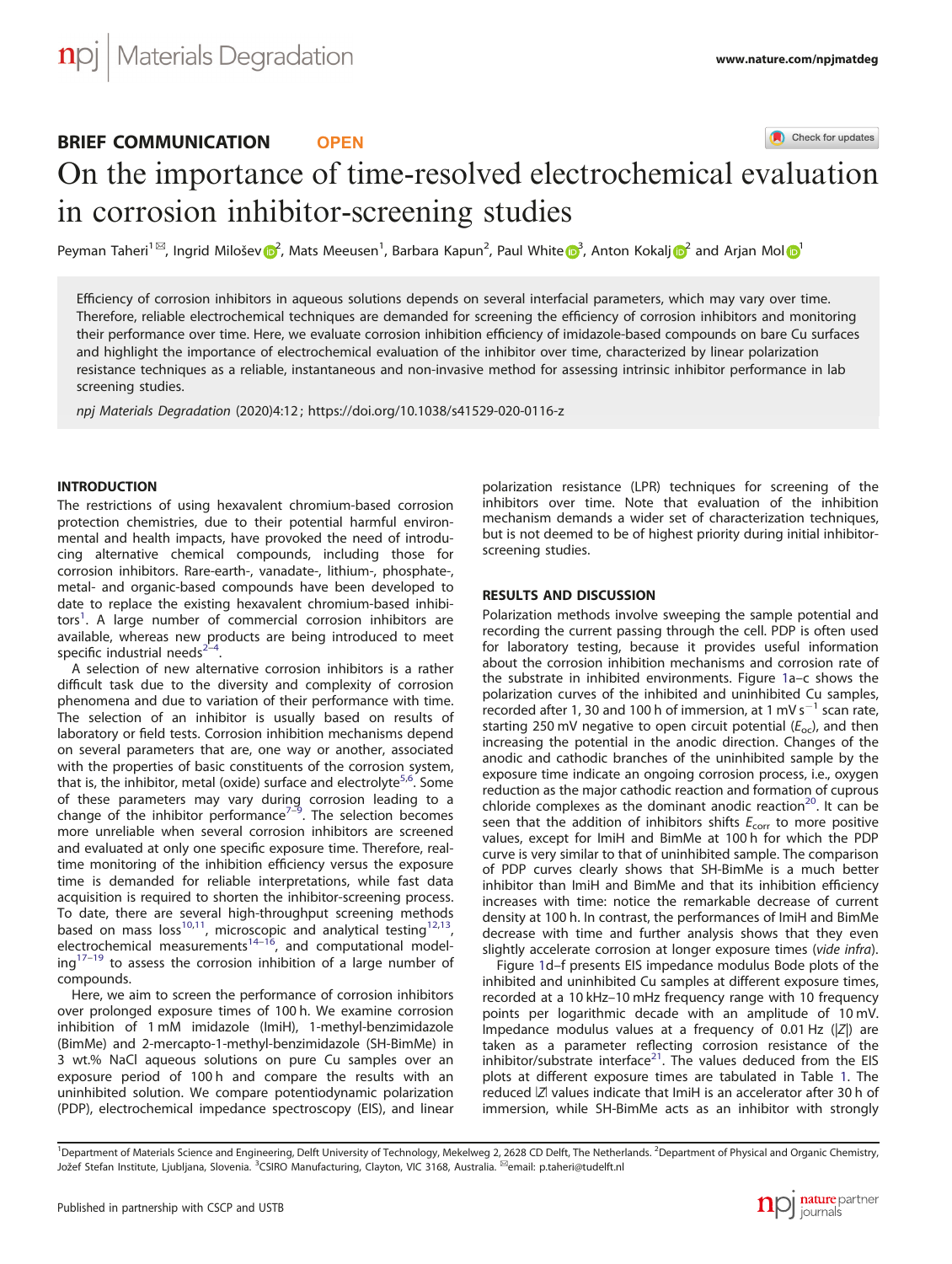# On the importance of time-resolved electrochemical evaluation in corrosion inhibitor-screening studies

Peyman Taheri[1]✉, Ingrid Milošev[2], Mats Meeusen[1], Barbara Kapun[2], Paul White[3], Anton Kokalj[2] and Arjan Mol[1]

Efficiency of corrosion inhibitors in aqueous solutions depends on several interfacial parameters, which may vary over time. Therefore, reliable electrochemical techniques are demanded for screening the efficiency of corrosion inhibitors and monitoring their performance over time. Here, we evaluate corrosion inhibition efficiency of imidazole-based compounds on bare Cu surfaces and highlight the importance of electrochemical evaluation of the inhibitor over time, characterized by linear polarization resistance techniques as a reliable, instantaneous and non-invasive method for assessing intrinsic inhibitor performance in lab screening studies.

*npj Materials Degradation* (2020)4:12 ; https://doi.org/10.1038/s41529-020-0116-z

## INTRODUCTION

The restrictions of using hexavalent chromium-based corrosion protection chemistries, due to their potential harmful environmental and health impacts, have provoked the need of introducing alternative chemical compounds, including those for corrosion inhibitors. Rare-earth-, vanadate-, lithium-, phosphate-, metal- and organic-based compounds have been developed to date to replace the existing hexavalent chromium-based inhibitors[1]. A large number of commercial corrosion inhibitors are available, whereas new products are being introduced to meet specific industrial needs[2–4].

A selection of new alternative corrosion inhibitors is a rather difficult task due to the diversity and complexity of corrosion phenomena and due to variation of their performance with time. The selection of an inhibitor is usually based on results of laboratory or field tests. Corrosion inhibition mechanisms depend on several parameters that are, one way or another, associated with the properties of basic constituents of the corrosion system, that is, the inhibitor, metal (oxide) surface and electrolyte[5,6]. Some of these parameters may vary during corrosion leading to a change of the inhibitor performance[7–9]. The selection becomes more unreliable when several corrosion inhibitors are screened and evaluated at only one specific exposure time. Therefore, real-time monitoring of the inhibition efficiency versus the exposure time is demanded for reliable interpretations, while fast data acquisition is required to shorten the inhibitor-screening process. To date, there are several high-throughput screening methods based on mass loss[10,11], microscopic and analytical testing[12,13], electrochemical measurements[14–16], and computational modeling[17–19] to assess the corrosion inhibition of a large number of compounds.

Here, we aim to screen the performance of corrosion inhibitors over prolonged exposure times of 100 h. We examine corrosion inhibition of 1 mM imidazole (ImiH), 1-methyl-benzimidazole (BimMe) and 2-mercapto-1-methyl-benzimidazole (SH-BimMe) in 3 wt.% NaCl aqueous solutions on pure Cu samples over an exposure period of 100 h and compare the results with an uninhibited solution. We compare potentiodynamic polarization (PDP), electrochemical impedance spectroscopy (EIS), and linear polarization resistance (LPR) techniques for screening of the inhibitors over time. Note that evaluation of the inhibition mechanism demands a wider set of characterization techniques, but is not deemed to be of highest priority during initial inhibitor-screening studies.

## RESULTS AND DISCUSSION

Polarization methods involve sweeping the sample potential and recording the current passing through the cell. PDP is often used for laboratory testing, because it provides useful information about the corrosion inhibition mechanisms and corrosion rate of the substrate in inhibited environments. Figure 1a–c shows the polarization curves of the inhibited and uninhibited Cu samples, recorded after 1, 30 and 100 h of immersion, at 1 mV $s^{-1}$ scan rate, starting 250 mV negative to open circuit potential ($E_{oc}$), and then increasing the potential in the anodic direction. Changes of the anodic and cathodic branches of the uninhibited sample by the exposure time indicate an ongoing corrosion process, i.e., oxygen reduction as the major cathodic reaction and formation of cuprous chloride complexes as the dominant anodic reaction[20]. It can be seen that the addition of inhibitors shifts $E_{corr}$ to more positive values, except for ImiH and BimMe at 100 h for which the PDP curve is very similar to that of uninhibited sample. The comparison of PDP curves clearly shows that SH-BimMe is a much better inhibitor than ImiH and BimMe and that its inhibition efficiency increases with time: notice the remarkable decrease of current density at 100 h. In contrast, the performances of ImiH and BimMe decrease with time and further analysis shows that they even slightly accelerate corrosion at longer exposure times (*vide infra*).

Figure 1d–f presents EIS impedance modulus Bode plots of the inhibited and uninhibited Cu samples at different exposure times, recorded at a 10 kHz–10 mHz frequency range with 10 frequency points per logarithmic decade with an amplitude of 10 mV. Impedance modulus values at a frequency of 0.01 Hz (|Z|) are taken as a parameter reflecting corrosion resistance of the inhibitor/substrate interface[21]. The values deduced from the EIS plots at different exposure times are tabulated in Table 1. The reduced |Z| values indicate that ImiH is an accelerator after 30 h of immersion, while SH-BimMe acts as an inhibitor with strongly

[1]Department of Materials Science and Engineering, Delft University of Technology, Mekelweg 2, 2628 CD Delft, The Netherlands. [2]Department of Physical and Organic Chemistry, Jožef Stefan Institute, Ljubljana, Slovenia. [3]CSIRO Manufacturing, Clayton, VIC 3168, Australia. ✉email: p.taheri@tudelft.nl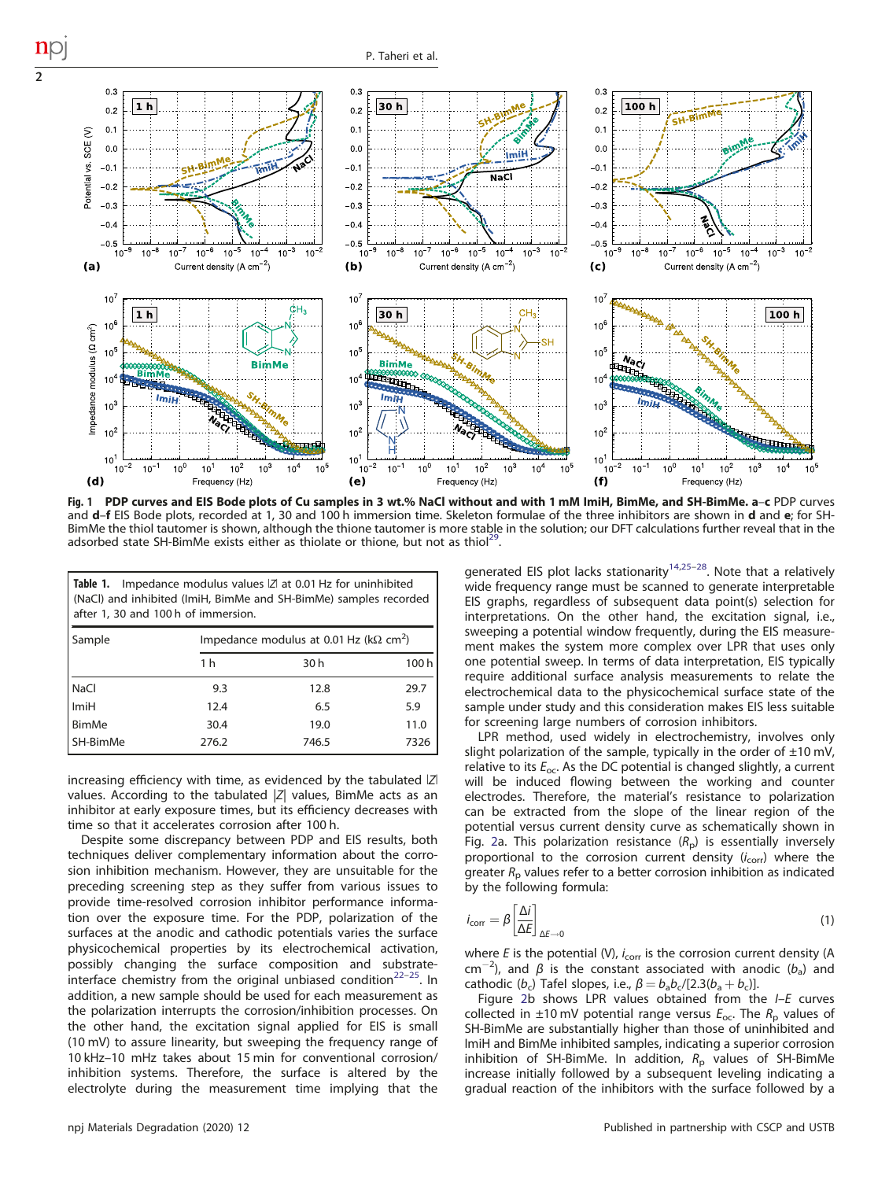**Fig. 1 PDP curves and EIS Bode plots of Cu samples in 3 wt.% NaCl without and with 1 mM ImiH, BimMe, and SH-BimMe.** **a**–**c** PDP curves and **d**–**f** EIS Bode plots, recorded at 1, 30 and 100 h immersion time. Skeleton formulae of the three inhibitors are shown in **d** and **e**; for SH-BimMe the thiol tautomer is shown, although the thione tautomer is more stable in the solution; our DFT calculations further reveal that in the adsorbed state SH-BimMe exists either as thiolate or thione, but not as thiol[29].

**Table 1.** Impedance modulus values |Z| at 0.01 Hz for uninhibited (NaCl) and inhibited (ImiH, BimMe and SH-BimMe) samples recorded after 1, 30 and 100 h of immersion.

| Sample | Impedance modulus at 0.01 Hz (kΩ cm²) | | |
|---|---|---|---|
| | 1 h | 30 h | 100 h |
| NaCl | 9.3 | 12.8 | 29.7 |
| ImiH | 12.4 | 6.5 | 5.9 |
| BimMe | 30.4 | 19.0 | 11.0 |
| SH-BimMe | 276.2 | 746.5 | 7326 |

increasing efficiency with time, as evidenced by the tabulated |Z| values. According to the tabulated |Z| values, BimMe acts as an inhibitor at early exposure times, but its efficiency decreases with time so that it accelerates corrosion after 100 h.

Despite some discrepancy between PDP and EIS results, both techniques deliver complementary information about the corrosion inhibition mechanism. However, they are unsuitable for the preceding screening step as they suffer from various issues to provide time-resolved corrosion inhibitor performance information over the exposure time. For the PDP, polarization of the surfaces at the anodic and cathodic potentials varies the surface physicochemical properties by its electrochemical activation, possibly changing the surface composition and substrate-interface chemistry from the original unbiased condition[22–25]. In addition, a new sample should be used for each measurement as the polarization interrupts the corrosion/inhibition processes. On the other hand, the excitation signal applied for EIS is small (10 mV) to assure linearity, but sweeping the frequency range of 10 kHz–10 mHz takes about 15 min for conventional corrosion/inhibition systems. Therefore, the surface is altered by the electrolyte during the measurement time implying that the generated EIS plot lacks stationarity[14,25–28]. Note that a relatively wide frequency range must be scanned to generate interpretable EIS graphs, regardless of subsequent data point(s) selection for interpretations. On the other hand, the excitation signal, i.e., sweeping a potential window frequently, during the EIS measurement makes the system more complex over LPR that uses only one potential sweep. In terms of data interpretation, EIS typically require additional surface analysis measurements to relate the electrochemical data to the physicochemical surface state of the sample under study and this consideration makes EIS less suitable for screening large numbers of corrosion inhibitors.

LPR method, used widely in electrochemistry, involves only slight polarization of the sample, typically in the order of ±10 mV, relative to its $E_{oc}$. As the DC potential is changed slightly, a current will be induced flowing between the working and counter electrodes. Therefore, the material's resistance to polarization can be extracted from the slope of the linear region of the potential versus current density curve as schematically shown in Fig. 2a. This polarization resistance ($R_p$) is essentially inversely proportional to the corrosion current density ($i_{corr}$) where the greater $R_p$ values refer to a better corrosion inhibition as indicated by the following formula:

$$i_{corr} = \beta \left[ \frac{\Delta i}{\Delta E} \right]_{\Delta E \to 0} \tag{1}$$

where $E$ is the potential (V), $i_{corr}$ is the corrosion current density (A cm$^{-2}$), and $\beta$ is the constant associated with anodic ($b_a$) and cathodic ($b_c$) Tafel slopes, i.e., $\beta = b_a b_c/[2.3(b_a + b_c)]$.

Figure 2b shows LPR values obtained from the $I$–$E$ curves collected in ±10 mV potential range versus $E_{oc}$. The $R_p$ values of SH-BimMe are substantially higher than those of uninhibited and ImiH and BimMe inhibited samples, indicating a superior corrosion inhibition of SH-BimMe. In addition, $R_p$ values of SH-BimMe increase initially followed by a subsequent leveling indicating a gradual reaction of the inhibitors with the surface followed by a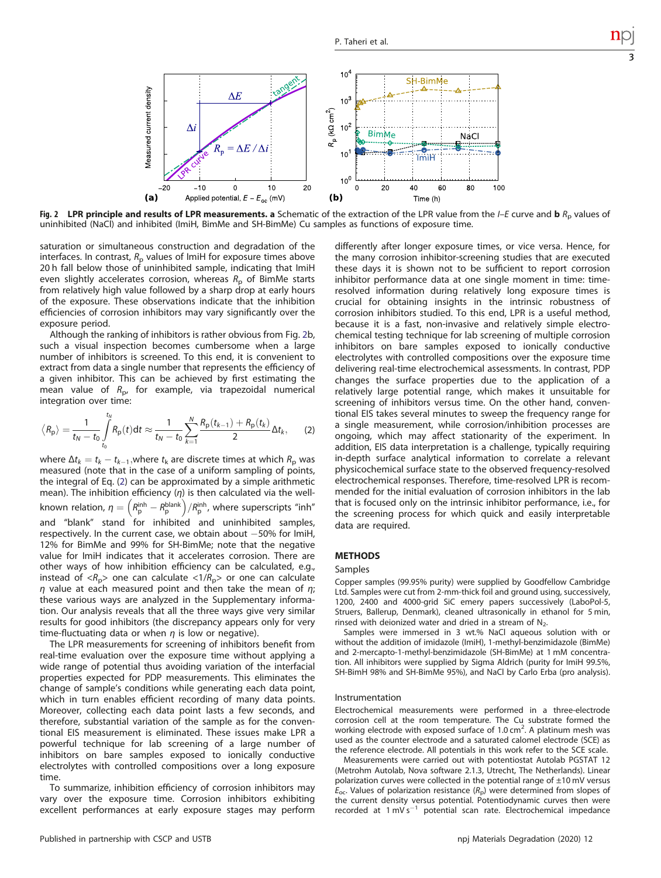**Fig. 2 LPR principle and results of LPR measurements. a** Schematic of the extraction of the LPR value from the *I*–*E* curve and **b** $R_p$ values of uninhibited (NaCl) and inhibited (ImiH, BimMe and SH-BimMe) Cu samples as functions of exposure time.

saturation or simultaneous construction and degradation of the interfaces. In contrast, $R_p$ values of ImiH for exposure times above 20 h fall below those of uninhibited sample, indicating that ImiH even slightly accelerates corrosion, whereas $R_p$ of BimMe starts from relatively high value followed by a sharp drop at early hours of the exposure. These observations indicate that the inhibition efficiencies of corrosion inhibitors may vary significantly over the exposure period.

Although the ranking of inhibitors is rather obvious from Fig. 2b, such a visual inspection becomes cumbersome when a large number of inhibitors is screened. To this end, it is convenient to extract from data a single number that represents the efficiency of a given inhibitor. This can be achieved by first estimating the mean value of $R_p$, for example, via trapezoidal numerical integration over time:

$$\langle R_p \rangle = \frac{1}{t_N - t_0} \int_{t_0}^{t_N} R_p(t)\mathrm{d}t \approx \frac{1}{t_N - t_0} \sum_{k=1}^{N} \frac{R_p(t_{k-1}) + R_p(t_k)}{2} \Delta t_k, \qquad (2)$$

where $\Delta t_k = t_k - t_{k-1}$,where $t_k$ are discrete times at which $R_p$ was measured (note that in the case of a uniform sampling of points, the integral of Eq. (2) can be approximated by a simple arithmetic mean). The inhibition efficiency ($\eta$) is then calculated via the well-known relation, $\eta = \left(R_p^{\mathrm{inh}} - R_p^{\mathrm{blank}}\right)/R_p^{\mathrm{inh}}$, where superscripts "inh" and "blank" stand for inhibited and uninhibited samples, respectively. In the current case, we obtain about −50% for ImiH, 12% for BimMe and 99% for SH-BimMe; note that the negative value for ImiH indicates that it accelerates corrosion. There are other ways of how inhibition efficiency can be calculated, e.g., instead of $<R_p>$ one can calculate $<1/R_p>$ or one can calculate $\eta$ value at each measured point and then take the mean of $\eta$; these various ways are analyzed in the Supplementary information. Our analysis reveals that all the three ways give very similar results for good inhibitors (the discrepancy appears only for very time-fluctuating data or when $\eta$ is low or negative).

The LPR measurements for screening of inhibitors benefit from real-time evaluation over the exposure time without applying a wide range of potential thus avoiding variation of the interfacial properties expected for PDP measurements. This eliminates the change of sample's conditions while generating each data point, which in turn enables efficient recording of many data points. Moreover, collecting each data point lasts a few seconds, and therefore, substantial variation of the sample as for the conventional EIS measurement is eliminated. These issues make LPR a powerful technique for lab screening of a large number of inhibitors on bare samples exposed to ionically conductive electrolytes with controlled compositions over a long exposure time.

To summarize, inhibition efficiency of corrosion inhibitors may vary over the exposure time. Corrosion inhibitors exhibiting excellent performances at early exposure stages may perform differently after longer exposure times, or vice versa. Hence, for the many corrosion inhibitor-screening studies that are executed these days it is shown not to be sufficient to report corrosion inhibitor performance data at one single moment in time: time-resolved information during relatively long exposure times is crucial for obtaining insights in the intrinsic robustness of corrosion inhibitors studied. To this end, LPR is a useful method, because it is a fast, non-invasive and relatively simple electrochemical testing technique for lab screening of multiple corrosion inhibitors on bare samples exposed to ionically conductive electrolytes with controlled compositions over the exposure time delivering real-time electrochemical assessments. In contrast, PDP changes the surface properties due to the application of a relatively large potential range, which makes it unsuitable for screening of inhibitors versus time. On the other hand, conventional EIS takes several minutes to sweep the frequency range for a single measurement, while corrosion/inhibition processes are ongoing, which may affect stationarity of the experiment. In addition, EIS data interpretation is a challenge, typically requiring in-depth surface analytical information to correlate a relevant physicochemical surface state to the observed frequency-resolved electrochemical responses. Therefore, time-resolved LPR is recommended for the initial evaluation of corrosion inhibitors in the lab that is focused only on the intrinsic inhibitor performance, i.e., for the screening process for which quick and easily interpretable data are required.

## METHODS

### Samples

Copper samples (99.95% purity) were supplied by Goodfellow Cambridge Ltd. Samples were cut from 2-mm-thick foil and ground using, successively, 1200, 2400 and 4000-grid SiC emery papers successively (LaboPol-5, Struers, Ballerup, Denmark), cleaned ultrasonically in ethanol for 5 min, rinsed with deionized water and dried in a stream of $N_2$.

Samples were immersed in 3 wt.% NaCl aqueous solution with or without the addition of imidazole (ImiH), 1-methyl-benzimidazole (BimMe) and 2-mercapto-1-methyl-benzimidazole (SH-BimMe) at 1 mM concentration. All inhibitors were supplied by Sigma Aldrich (purity for ImiH 99.5%, SH-BimH 98% and SH-BimMe 95%), and NaCl by Carlo Erba (pro analysis).

### Instrumentation

Electrochemical measurements were performed in a three-electrode corrosion cell at the room temperature. The Cu substrate formed the working electrode with exposed surface of 1.0 $cm^2$. A platinum mesh was used as the counter electrode and a saturated calomel electrode (SCE) as the reference electrode. All potentials in this work refer to the SCE scale.

Measurements were carried out with potentiostat Autolab PGSTAT 12 (Metrohm Autolab, Nova software 2.1.3, Utrecht, The Netherlands). Linear polarization curves were collected in the potential range of ±10 mV versus $E_{oc}$. Values of polarization resistance ($R_p$) were determined from slopes of the current density versus potential. Potentiodynamic curves then were recorded at 1 mV $s^{-1}$ potential scan rate. Electrochemical impedance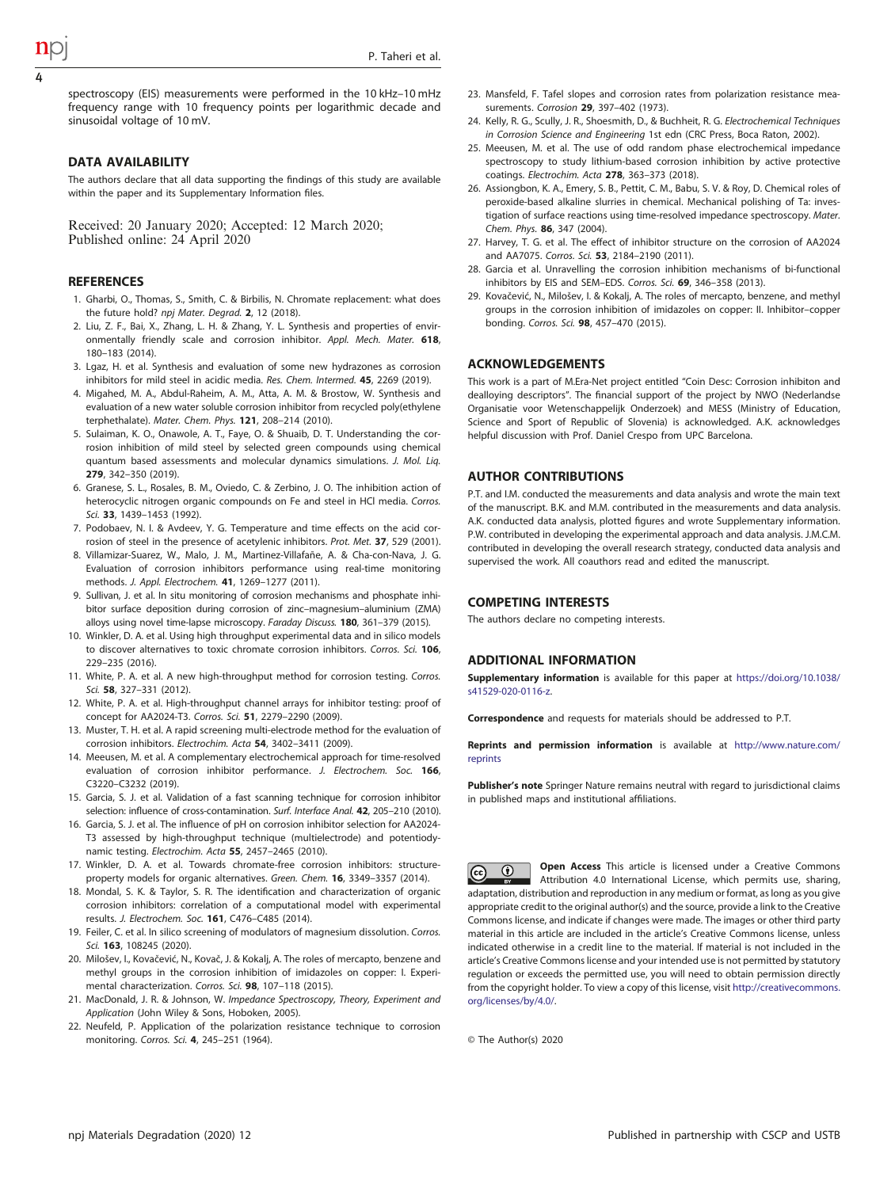spectroscopy (EIS) measurements were performed in the 10 kHz–10 mHz frequency range with 10 frequency points per logarithmic decade and sinusoidal voltage of 10 mV.

## DATA AVAILABILITY

The authors declare that all data supporting the findings of this study are available within the paper and its Supplementary Information files.

Received: 20 January 2020; Accepted: 12 March 2020;
Published online: 24 April 2020

## REFERENCES

1. Gharbi, O., Thomas, S., Smith, C. & Birbilis, N. Chromate replacement: what does the future hold? *npj Mater. Degrad.* **2**, 12 (2018).
2. Liu, Z. F., Bai, X., Zhang, L. H. & Zhang, Y. L. Synthesis and properties of environmentally friendly scale and corrosion inhibitor. *Appl. Mech. Mater.* **618**, 180–183 (2014).
3. Lgaz, H. et al. Synthesis and evaluation of some new hydrazones as corrosion inhibitors for mild steel in acidic media. *Res. Chem. Intermed.* **45**, 2269 (2019).
4. Migahed, M. A., Abdul-Raheim, A. M., Atta, A. M. & Brostow, W. Synthesis and evaluation of a new water soluble corrosion inhibitor from recycled poly(ethylene terphethalate). *Mater. Chem. Phys.* **121**, 208–214 (2010).
5. Sulaiman, K. O., Onawole, A. T., Faye, O. & Shuaib, D. T. Understanding the corrosion inhibition of mild steel by selected green compounds using chemical quantum based assessments and molecular dynamics simulations. *J. Mol. Liq.* **279**, 342–350 (2019).
6. Granese, S. L., Rosales, B. M., Oviedo, C. & Zerbino, J. O. The inhibition action of heterocyclic nitrogen organic compounds on Fe and steel in HCl media. *Corros. Sci.* **33**, 1439–1453 (1992).
7. Podobaev, N. I. & Avdeev, Y. G. Temperature and time effects on the acid corrosion of steel in the presence of acetylenic inhibitors. *Prot. Met.* **37**, 529 (2001).
8. Villamizar-Suarez, W., Malo, J. M., Martinez-Villafañe, A. & Cha-con-Nava, J. G. Evaluation of corrosion inhibitors performance using real-time monitoring methods. *J. Appl. Electrochem.* **41**, 1269–1277 (2011).
9. Sullivan, J. et al. In situ monitoring of corrosion mechanisms and phosphate inhibitor surface deposition during corrosion of zinc–magnesium–aluminium (ZMA) alloys using novel time-lapse microscopy. *Faraday Discuss.* **180**, 361–379 (2015).
10. Winkler, D. A. et al. Using high throughput experimental data and in silico models to discover alternatives to toxic chromate corrosion inhibitors. *Corros. Sci.* **106**, 229–235 (2016).
11. White, P. A. et al. A new high-throughput method for corrosion testing. *Corros. Sci.* **58**, 327–331 (2012).
12. White, P. A. et al. High-throughput channel arrays for inhibitor testing: proof of concept for AA2024-T3. *Corros. Sci.* **51**, 2279–2290 (2009).
13. Muster, T. H. et al. A rapid screening multi-electrode method for the evaluation of corrosion inhibitors. *Electrochim. Acta* **54**, 3402–3411 (2009).
14. Meeusen, M. et al. A complementary electrochemical approach for time-resolved evaluation of corrosion inhibitor performance. *J. Electrochem. Soc.* **166**, C3220–C3232 (2019).
15. Garcia, S. J. et al. Validation of a fast scanning technique for corrosion inhibitor selection: influence of cross-contamination. *Surf. Interface Anal.* **42**, 205–210 (2010).
16. Garcia, S. J. et al. The influence of pH on corrosion inhibitor selection for AA2024-T3 assessed by high-throughput technique (multielectrode) and potentiodynamic testing. *Electrochim. Acta* **55**, 2457–2465 (2010).
17. Winkler, D. A. et al. Towards chromate-free corrosion inhibitors: structure-property models for organic alternatives. *Green. Chem.* **16**, 3349–3357 (2014).
18. Mondal, S. K. & Taylor, S. R. The identification and characterization of organic corrosion inhibitors: correlation of a computational model with experimental results. *J. Electrochem. Soc.* **161**, C476–C485 (2014).
19. Feiler, C. et al. In silico screening of modulators of magnesium dissolution. *Corros. Sci.* **163**, 108245 (2020).
20. Milošev, I., Kovačević, N., Kovač, J. & Kokalj, A. The roles of mercapto, benzene and methyl groups in the corrosion inhibition of imidazoles on copper: I. Experimental characterization. *Corros. Sci.* **98**, 107–118 (2015).
21. MacDonald, J. R. & Johnson, W. *Impedance Spectroscopy, Theory, Experiment and Application* (John Wiley & Sons, Hoboken, 2005).
22. Neufeld, P. Application of the polarization resistance technique to corrosion monitoring. *Corros. Sci.* **4**, 245–251 (1964).
23. Mansfeld, F. Tafel slopes and corrosion rates from polarization resistance measurements. *Corrosion* **29**, 397–402 (1973).
24. Kelly, R. G., Scully, J. R., Shoesmith, D., & Buchheit, R. G. *Electrochemical Techniques in Corrosion Science and Engineering* 1st edn (CRC Press, Boca Raton, 2002).
25. Meeusen, M. et al. The use of odd random phase electrochemical impedance spectroscopy to study lithium-based corrosion inhibition by active protective coatings. *Electrochim. Acta* **278**, 363–373 (2018).
26. Assiongbon, K. A., Emery, S. B., Pettit, C. M., Babu, S. V. & Roy, D. Chemical roles of peroxide-based alkaline slurries in chemical. Mechanical polishing of Ta: investigation of surface reactions using time-resolved impedance spectroscopy. *Mater. Chem. Phys.* **86**, 347 (2004).
27. Harvey, T. G. et al. The effect of inhibitor structure on the corrosion of AA2024 and AA7075. *Corros. Sci.* **53**, 2184–2190 (2011).
28. Garcia et al. Unravelling the corrosion inhibition mechanisms of bi-functional inhibitors by EIS and SEM–EDS. *Corros. Sci.* **69**, 346–358 (2013).
29. Kovačević, N., Milošev, I. & Kokalj, A. The roles of mercapto, benzene, and methyl groups in the corrosion inhibition of imidazoles on copper: II. Inhibitor–copper bonding. *Corros. Sci.* **98**, 457–470 (2015).

## ACKNOWLEDGEMENTS

This work is a part of M.Era-Net project entitled "Coin Desc: Corrosion inhibiton and dealloying descriptors". The financial support of the project by NWO (Nederlandse Organisatie voor Wetenschappelijk Onderzoek) and MESS (Ministry of Education, Science and Sport of Republic of Slovenia) is acknowledged. A.K. acknowledges helpful discussion with Prof. Daniel Crespo from UPC Barcelona.

## AUTHOR CONTRIBUTIONS

P.T. and I.M. conducted the measurements and data analysis and wrote the main text of the manuscript. B.K. and M.M. contributed in the measurements and data analysis. A.K. conducted data analysis, plotted figures and wrote Supplementary information. P.W. contributed in developing the experimental approach and data analysis. J.M.C.M. contributed in developing the overall research strategy, conducted data analysis and supervised the work. All coauthors read and edited the manuscript.

## COMPETING INTERESTS

The authors declare no competing interests.

## ADDITIONAL INFORMATION

**Supplementary information** is available for this paper at https://doi.org/10.1038/s41529-020-0116-z.

**Correspondence** and requests for materials should be addressed to P.T.

**Reprints and permission information** is available at http://www.nature.com/reprints

**Publisher's note** Springer Nature remains neutral with regard to jurisdictional claims in published maps and institutional affiliations.

**Open Access** This article is licensed under a Creative Commons Attribution 4.0 International License, which permits use, sharing, adaptation, distribution and reproduction in any medium or format, as long as you give appropriate credit to the original author(s) and the source, provide a link to the Creative Commons license, and indicate if changes were made. The images or other third party material in this article are included in the article's Creative Commons license, unless indicated otherwise in a credit line to the material. If material is not included in the article's Creative Commons license and your intended use is not permitted by statutory regulation or exceeds the permitted use, you will need to obtain permission directly from the copyright holder. To view a copy of this license, visit http://creativecommons.org/licenses/by/4.0/.

© The Author(s) 2020